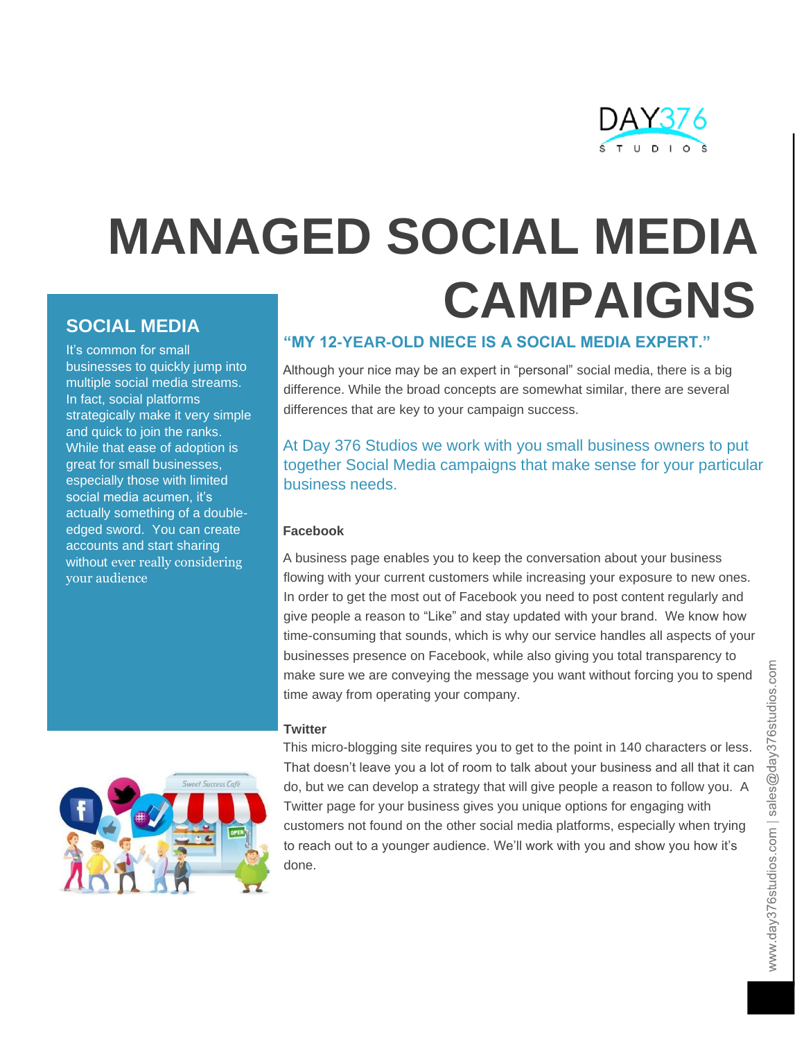# MANAGED SOCIAL MEDIA CAMPAIGNS

## SOCIAL MEDIA

It's common for small businesses to quickly jump into multiple social media streams. In fact, social platforms strategically make it very simple and quick to join the ranks. While that ease of adoption is great for small businesses, especially those with limited social media acumen, it's actually something of a double-edged sword. You can create accounts and start sharing without ever really considering your audience

## "MY 12-YEAR-OLD NIECE IS A SOCIAL MEDIA EXPERT."

Although your nice may be an expert in "personal" social media, there is a big difference. While the broad concepts are somewhat similar, there are several differences that are key to your campaign success.

At Day 376 Studios we work with you small business owners to put together Social Media campaigns that make sense for your particular business needs.

**Facebook**

A business page enables you to keep the conversation about your business flowing with your current customers while increasing your exposure to new ones. In order to get the most out of Facebook you need to post content regularly and give people a reason to "Like" and stay updated with your brand. We know how time-consuming that sounds, which is why our service handles all aspects of your businesses presence on Facebook, while also giving you total transparency to make sure we are conveying the message you want without forcing you to spend time away from operating your company.

**Twitter**

This micro-blogging site requires you to get to the point in 140 characters or less. That doesn't leave you a lot of room to talk about your business and all that it can do, but we can develop a strategy that will give people a reason to follow you. A Twitter page for your business gives you unique options for engaging with customers not found on the other social media platforms, especially when trying to reach out to a younger audience. We'll work with you and show you how it's done.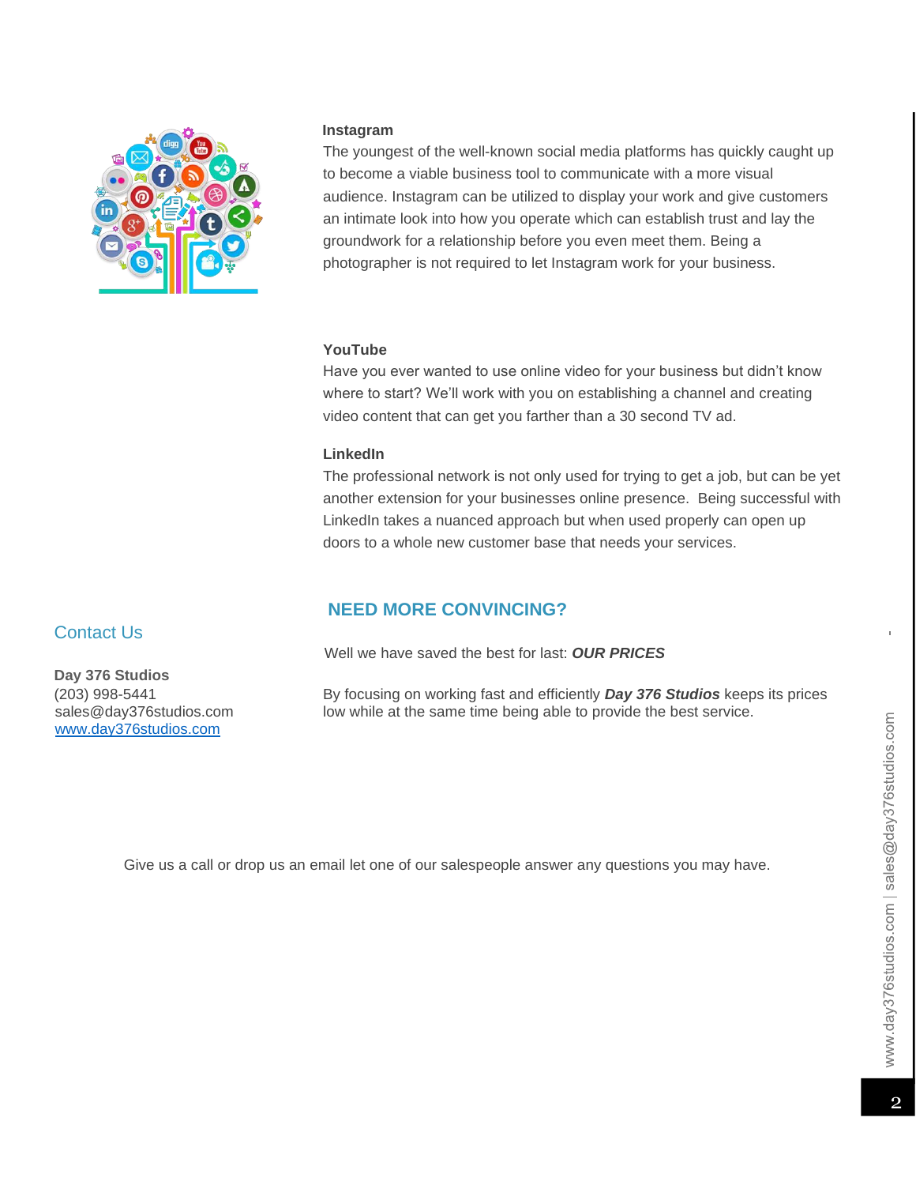**Instagram**

The youngest of the well-known social media platforms has quickly caught up to become a viable business tool to communicate with a more visual audience. Instagram can be utilized to display your work and give customers an intimate look into how you operate which can establish trust and lay the groundwork for a relationship before you even meet them. Being a photographer is not required to let Instagram work for your business.

**YouTube**

Have you ever wanted to use online video for your business but didn't know where to start? We'll work with you on establishing a channel and creating video content that can get you farther than a 30 second TV ad.

**LinkedIn**

The professional network is not only used for trying to get a job, but can be yet another extension for your businesses online presence.  Being successful with LinkedIn takes a nuanced approach but when used properly can open up doors to a whole new customer base that needs your services.

## NEED MORE CONVINCING?

Well we have saved the best for last: ***OUR PRICES***

By focusing on working fast and efficiently ***Day 376 Studios*** keeps its prices low while at the same time being able to provide the best service.

## Contact Us

**Day 376 Studios**
(203) 998-5441
sales@day376studios.com
www.day376studios.com

Give us a call or drop us an email let one of our salespeople answer any questions you may have.